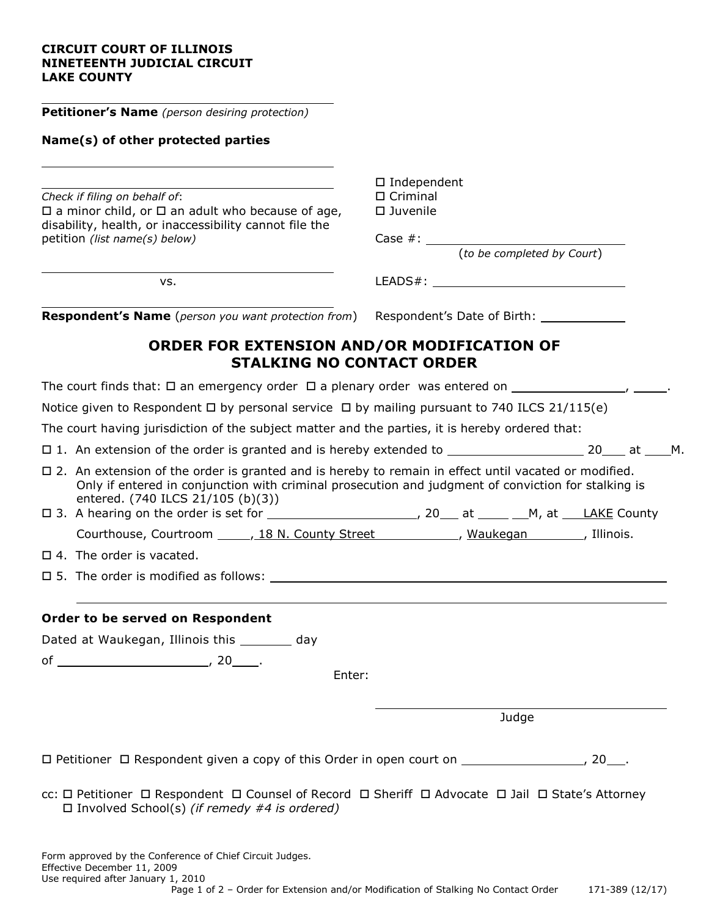**CIRCUIT COURT OF ILLINOIS**
**NINETEENTH JUDICIAL CIRCUIT**
**LAKE COUNTY**

______________________________
**Petitioner's Name** *(person desiring protection)*

**Name(s) of other protected parties**

______________________________

______________________________

*Check if filing on behalf of*:
☐ a minor child, or ☐ an adult who because of age, disability, health, or inaccessibility cannot file the petition *(list name(s) below)*

______________________________

vs.

______________________________
**Respondent's Name** (*person you want protection from*)

☐ Independent
☐ Criminal
☐ Juvenile

Case #: ______________________
(*to be completed by Court*)

LEADS#: ______________________

Respondent's Date of Birth: __________

## ORDER FOR EXTENSION AND/OR MODIFICATION OF STALKING NO CONTACT ORDER

The court finds that: ☐ an emergency order ☐ a plenary order was entered on ______________, _____.

Notice given to Respondent ☐ by personal service ☐ by mailing pursuant to 740 ILCS 21/115(e)

The court having jurisdiction of the subject matter and the parties, it is hereby ordered that:

☐ 1. An extension of the order is granted and is hereby extended to ________________ 20___ at ____M.

☐ 2. An extension of the order is granted and is hereby to remain in effect until vacated or modified. Only if entered in conjunction with criminal prosecution and judgment of conviction for stalking is entered. (740 ILCS 21/105 (b)(3))

☐ 3. A hearing on the order is set for ________________, 20___ at _____ __M, at LAKE County Courthouse, Courtroom _____, 18 N. County Street, Waukegan, Illinois.

☐ 4. The order is vacated.

☐ 5. The order is modified as follows: ____________________________________________

______________________________________________________________________

**Order to be served on Respondent**

Dated at Waukegan, Illinois this _______ day

of ____________________, 20____.

Enter:

______________________________
Judge

☐ Petitioner ☐ Respondent given a copy of this Order in open court on ________________, 20___.

cc: ☐ Petitioner ☐ Respondent ☐ Counsel of Record ☐ Sheriff ☐ Advocate ☐ Jail ☐ State's Attorney
☐ Involved School(s) *(if remedy #4 is ordered)*

Form approved by the Conference of Chief Circuit Judges.
Effective December 11, 2009
Use required after January 1, 2010

171-389 (12/17)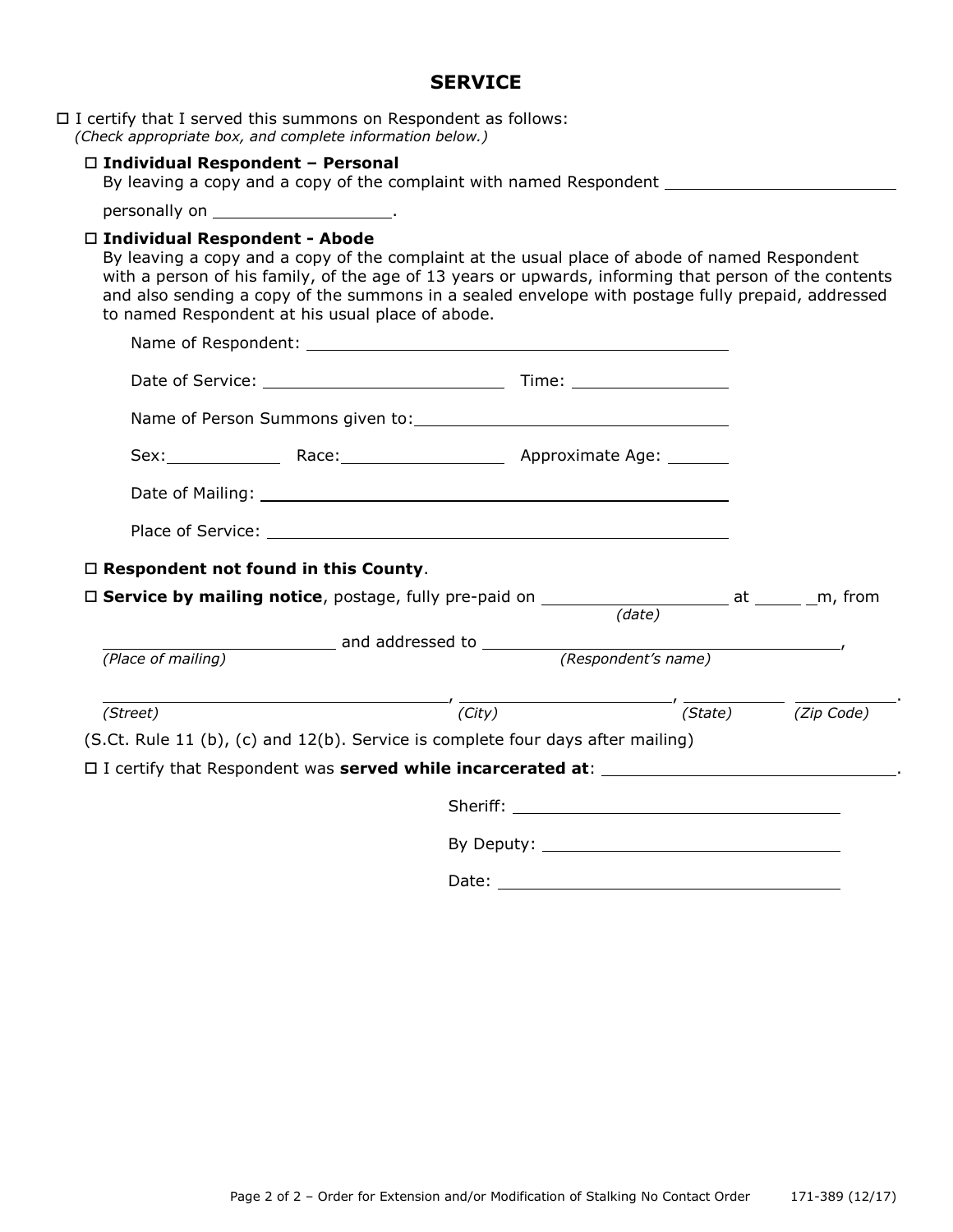## SERVICE

☐ I certify that I served this summons on Respondent as follows:
*(Check appropriate box, and complete information below.)*

☐ **Individual Respondent – Personal**
By leaving a copy and a copy of the complaint with named Respondent ______________________
personally on __________________.

☐ **Individual Respondent - Abode**
By leaving a copy and a copy of the complaint at the usual place of abode of named Respondent with a person of his family, of the age of 13 years or upwards, informing that person of the contents and also sending a copy of the summons in a sealed envelope with postage fully prepaid, addressed to named Respondent at his usual place of abode.

Name of Respondent: ________________________________________

Date of Service: ________________________ Time: ______________

Name of Person Summons given to: ____________________________

Sex: __________ Race: ________________ Approximate Age: ______

Date of Mailing: ____________________________________________

Place of Service: ___________________________________________

☐ **Respondent not found in this County**.

☐ **Service by mailing notice**, postage, fully pre-paid on __________________ at _____ _m, from
*(date)*

________________________ and addressed to ________________________________________,
*(Place of mailing)* *(Respondent's name)*

________________________________, ____________________, __________ __________.
*(Street)* *(City)* *(State)* *(Zip Code)*

(S.Ct. Rule 11 (b), (c) and 12(b). Service is complete four days after mailing)

☐ I certify that Respondent was **served while incarcerated at**: ______________________________.

Sheriff: ________________________________

By Deputy: ______________________________

Date: __________________________________

Order for Extension and/or Modification of Stalking No Contact Order 171-389 (12/17)